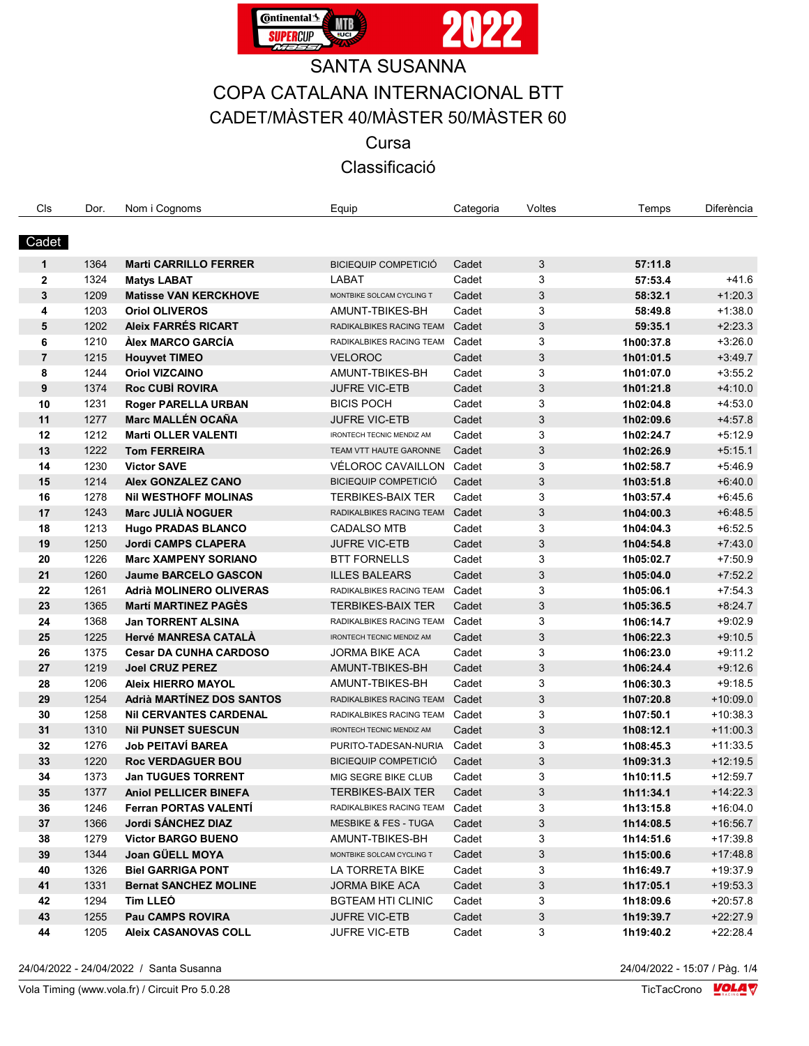# SANTA SUSANNA

## COPA CATALANA INTERNACIONAL BTT

## CADET/MÀSTER 40/MÀSTER 50/MÀSTER 60

### Cursa

### Classificació

| Cls | Dor. | Nom i Cognoms | Equip | Categoria | Voltes | Temps | Diferència |
|---|---|---|---|---|---|---|---|
| **Cadet** | | | | | | | |
| 1 | 1364 | **Marti CARRILLO FERRER** | BICIEQUIP COMPETICIÓ | Cadet | 3 | **57:11.8** | |
| 2 | 1324 | **Matys LABAT** | LABAT | Cadet | 3 | **57:53.4** | +41.6 |
| 3 | 1209 | **Matisse VAN KERCKHOVE** | MONTBIKE SOLCAM CYCLING T | Cadet | 3 | **58:32.1** | +1:20.3 |
| 4 | 1203 | **Oriol OLIVEROS** | AMUNT-TBIKES-BH | Cadet | 3 | **58:49.8** | +1:38.0 |
| 5 | 1202 | **Aleix FARRÉS RICART** | RADIKALBIKES RACING TEAM | Cadet | 3 | **59:35.1** | +2:23.3 |
| 6 | 1210 | **Àlex MARCO GARCÍA** | RADIKALBIKES RACING TEAM | Cadet | 3 | **1h00:37.8** | +3:26.0 |
| 7 | 1215 | **Houyvet TIMEO** | VELOROC | Cadet | 3 | **1h01:01.5** | +3:49.7 |
| 8 | 1244 | **Oriol VIZCAINO** | AMUNT-TBIKES-BH | Cadet | 3 | **1h01:07.0** | +3:55.2 |
| 9 | 1374 | **Roc CUBÍ ROVIRA** | JUFRE VIC-ETB | Cadet | 3 | **1h01:21.8** | +4:10.0 |
| 10 | 1231 | **Roger PARELLA URBAN** | BICIS POCH | Cadet | 3 | **1h02:04.8** | +4:53.0 |
| 11 | 1277 | **Marc MALLÉN OCAÑA** | JUFRE VIC-ETB | Cadet | 3 | **1h02:09.6** | +4:57.8 |
| 12 | 1212 | **Marti OLLER VALENTI** | IRONTECH TECNIC MENDIZ AM | Cadet | 3 | **1h02:24.7** | +5:12.9 |
| 13 | 1222 | **Tom FERREIRA** | TEAM VTT HAUTE GARONNE | Cadet | 3 | **1h02:26.9** | +5:15.1 |
| 14 | 1230 | **Victor SAVE** | VÉLOROC CAVAILLON | Cadet | 3 | **1h02:58.7** | +5:46.9 |
| 15 | 1214 | **Alex GONZALEZ CANO** | BICIEQUIP COMPETICIÓ | Cadet | 3 | **1h03:51.8** | +6:40.0 |
| 16 | 1278 | **Nil WESTHOFF MOLINAS** | TERBIKES-BAIX TER | Cadet | 3 | **1h03:57.4** | +6:45.6 |
| 17 | 1243 | **Marc JULIÀ NOGUER** | RADIKALBIKES RACING TEAM | Cadet | 3 | **1h04:00.3** | +6:48.5 |
| 18 | 1213 | **Hugo PRADAS BLANCO** | CADALSO MTB | Cadet | 3 | **1h04:04.3** | +6:52.5 |
| 19 | 1250 | **Jordi CAMPS CLAPERA** | JUFRE VIC-ETB | Cadet | 3 | **1h04:54.8** | +7:43.0 |
| 20 | 1226 | **Marc XAMPENY SORIANO** | BTT FORNELLS | Cadet | 3 | **1h05:02.7** | +7:50.9 |
| 21 | 1260 | **Jaume BARCELO GASCON** | ILLES BALEARS | Cadet | 3 | **1h05:04.0** | +7:52.2 |
| 22 | 1261 | **Adrià MOLINERO OLIVERAS** | RADIKALBIKES RACING TEAM | Cadet | 3 | **1h05:06.1** | +7:54.3 |
| 23 | 1365 | **Martí MARTINEZ PAGÈS** | TERBIKES-BAIX TER | Cadet | 3 | **1h05:36.5** | +8:24.7 |
| 24 | 1368 | **Jan TORRENT ALSINA** | RADIKALBIKES RACING TEAM | Cadet | 3 | **1h06:14.7** | +9:02.9 |
| 25 | 1225 | **Hervé MANRESA CATALÀ** | IRONTECH TECNIC MENDIZ AM | Cadet | 3 | **1h06:22.3** | +9:10.5 |
| 26 | 1375 | **Cesar DA CUNHA CARDOSO** | JORMA BIKE ACA | Cadet | 3 | **1h06:23.0** | +9:11.2 |
| 27 | 1219 | **Joel CRUZ PEREZ** | AMUNT-TBIKES-BH | Cadet | 3 | **1h06:24.4** | +9:12.6 |
| 28 | 1206 | **Aleix HIERRO MAYOL** | AMUNT-TBIKES-BH | Cadet | 3 | **1h06:30.3** | +9:18.5 |
| 29 | 1254 | **Adrià MARTÍNEZ DOS SANTOS** | RADIKALBIKES RACING TEAM | Cadet | 3 | **1h07:20.8** | +10:09.0 |
| 30 | 1258 | **Nil CERVANTES CARDENAL** | RADIKALBIKES RACING TEAM | Cadet | 3 | **1h07:50.1** | +10:38.3 |
| 31 | 1310 | **Nil PUNSET SUESCUN** | IRONTECH TECNIC MENDIZ AM | Cadet | 3 | **1h08:12.1** | +11:00.3 |
| 32 | 1276 | **Job PEITAVÍ BAREA** | PURITO-TADESAN-NURIA | Cadet | 3 | **1h08:45.3** | +11:33.5 |
| 33 | 1220 | **Roc VERDAGUER BOU** | BICIEQUIP COMPETICIÓ | Cadet | 3 | **1h09:31.3** | +12:19.5 |
| 34 | 1373 | **Jan TUGUES TORRENT** | MIG SEGRE BIKE CLUB | Cadet | 3 | **1h10:11.5** | +12:59.7 |
| 35 | 1377 | **Aniol PELLICER BINEFA** | TERBIKES-BAIX TER | Cadet | 3 | **1h11:34.1** | +14:22.3 |
| 36 | 1246 | **Ferran PORTAS VALENTÍ** | RADIKALBIKES RACING TEAM | Cadet | 3 | **1h13:15.8** | +16:04.0 |
| 37 | 1366 | **Jordi SÁNCHEZ DIAZ** | MESBIKE & FES - TUGA | Cadet | 3 | **1h14:08.5** | +16:56.7 |
| 38 | 1279 | **Victor BARGO BUENO** | AMUNT-TBIKES-BH | Cadet | 3 | **1h14:51.6** | +17:39.8 |
| 39 | 1344 | **Joan GÜELL MOYA** | MONTBIKE SOLCAM CYCLING T | Cadet | 3 | **1h15:00.6** | +17:48.8 |
| 40 | 1326 | **Biel GARRIGA PONT** | LA TORRETA BIKE | Cadet | 3 | **1h16:49.7** | +19:37.9 |
| 41 | 1331 | **Bernat SANCHEZ MOLINE** | JORMA BIKE ACA | Cadet | 3 | **1h17:05.1** | +19:53.3 |
| 42 | 1294 | **Tim LLEÓ** | BGTEAM HTI CLINIC | Cadet | 3 | **1h18:09.6** | +20:57.8 |
| 43 | 1255 | **Pau CAMPS ROVIRA** | JUFRE VIC-ETB | Cadet | 3 | **1h19:39.7** | +22:27.9 |
| 44 | 1205 | **Aleix CASANOVAS COLL** | JUFRE VIC-ETB | Cadet | 3 | **1h19:40.2** | +22:28.4 |

24/04/2022 - 24/04/2022 / Santa Susanna

24/04/2022 - 15:07

Vola Timing (www.vola.fr) / Circuit Pro 5.0.28

TicTacCrono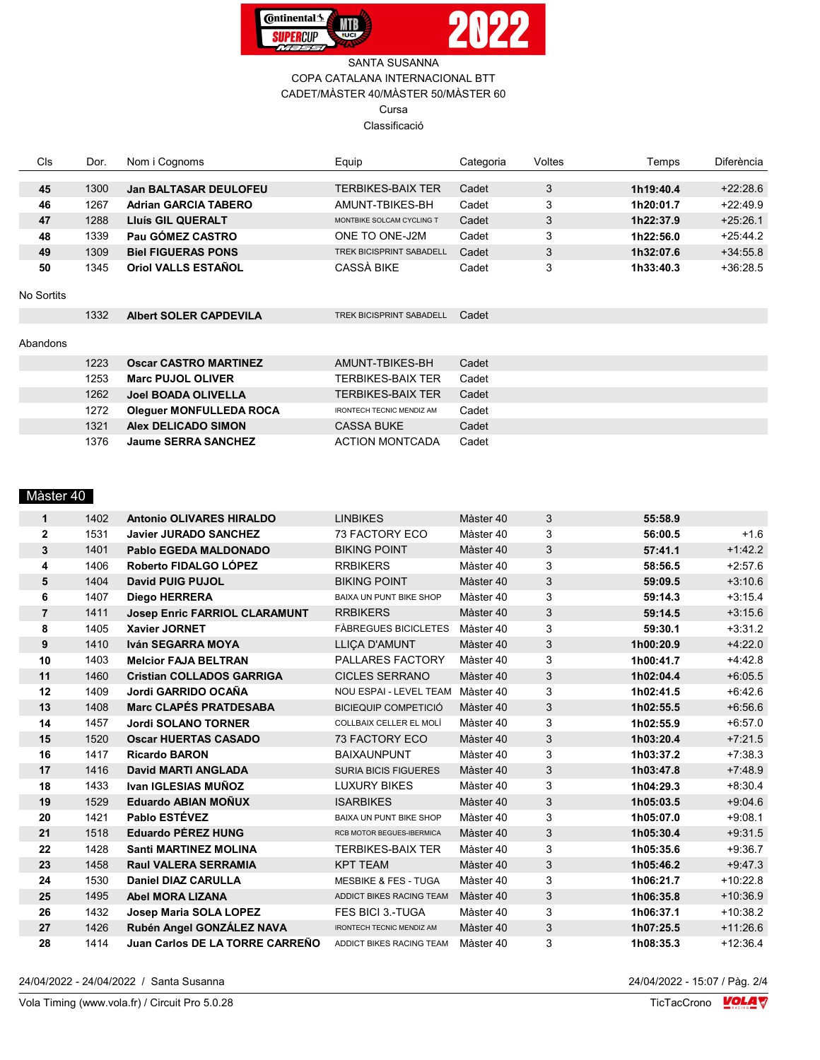SANTA SUSANNA

COPA CATALANA INTERNACIONAL BTT

CADET/MÀSTER 40/MÀSTER 50/MÀSTER 60

Cursa

Classificació

| Cls | Dor. | Nom i Cognoms | Equip | Categoria | Voltes | Temps | Diferència |
|---|---|---|---|---|---|---|---|
| **45** | 1300 | **Jan BALTASAR DEULOFEU** | TERBIKES-BAIX TER | Cadet | 3 | **1h19:40.4** | +22:28.6 |
| **46** | 1267 | **Adrian GARCIA TABERO** | AMUNT-TBIKES-BH | Cadet | 3 | **1h20:01.7** | +22:49.9 |
| **47** | 1288 | **Lluís GIL QUERALT** | MONTBIKE SOLCAM CYCLING T | Cadet | 3 | **1h22:37.9** | +25:26.1 |
| **48** | 1339 | **Pau GÓMEZ CASTRO** | ONE TO ONE-J2M | Cadet | 3 | **1h22:56.0** | +25:44.2 |
| **49** | 1309 | **Biel FIGUERAS PONS** | TREK BICISPRINT SABADELL | Cadet | 3 | **1h32:07.6** | +34:55.8 |
| **50** | 1345 | **Oriol VALLS ESTAÑOL** | CASSÀ BIKE | Cadet | 3 | **1h33:40.3** | +36:28.5 |

No Sortits

| Cls | Dor. | Nom i Cognoms | Equip | Categoria |
|---|---|---|---|---|
| | 1332 | **Albert SOLER CAPDEVILA** | TREK BICISPRINT SABADELL | Cadet |

Abandons

| Cls | Dor. | Nom i Cognoms | Equip | Categoria |
|---|---|---|---|---|
| | 1223 | **Oscar CASTRO MARTINEZ** | AMUNT-TBIKES-BH | Cadet |
| | 1253 | **Marc PUJOL OLIVER** | TERBIKES-BAIX TER | Cadet |
| | 1262 | **Joel BOADA OLIVELLA** | TERBIKES-BAIX TER | Cadet |
| | 1272 | **Oleguer MONFULLEDA ROCA** | IRONTECH TECNIC MENDIZ AM | Cadet |
| | 1321 | **Alex DELICADO SIMON** | CASSA BUKE | Cadet |
| | 1376 | **Jaume SERRA SANCHEZ** | ACTION MONTCADA | Cadet |

## Màster 40

| Cls | Dor. | Nom i Cognoms | Equip | Categoria | Voltes | Temps | Diferència |
|---|---|---|---|---|---|---|---|
| **1** | 1402 | **Antonio OLIVARES HIRALDO** | LINBIKES | Màster 40 | 3 | **55:58.9** | |
| **2** | 1531 | **Javier JURADO SANCHEZ** | 73 FACTORY ECO | Màster 40 | 3 | **56:00.5** | +1.6 |
| **3** | 1401 | **Pablo EGEDA MALDONADO** | BIKING POINT | Màster 40 | 3 | **57:41.1** | +1:42.2 |
| **4** | 1406 | **Roberto FIDALGO LÓPEZ** | RRBIKERS | Màster 40 | 3 | **58:56.5** | +2:57.6 |
| **5** | 1404 | **David PUIG PUJOL** | BIKING POINT | Màster 40 | 3 | **59:09.5** | +3:10.6 |
| **6** | 1407 | **Diego HERRERA** | BAIXA UN PUNT BIKE SHOP | Màster 40 | 3 | **59:14.3** | +3:15.4 |
| **7** | 1411 | **Josep Enric FARRIOL CLARAMUNT** | RRBIKERS | Màster 40 | 3 | **59:14.5** | +3:15.6 |
| **8** | 1405 | **Xavier JORNET** | FÀBREGUES BICICLETES | Màster 40 | 3 | **59:30.1** | +3:31.2 |
| **9** | 1410 | **Iván SEGARRA MOYA** | LLIÇA D'AMUNT | Màster 40 | 3 | **1h00:20.9** | +4:22.0 |
| **10** | 1403 | **Melcior FAJA BELTRAN** | PALLARES FACTORY | Màster 40 | 3 | **1h00:41.7** | +4:42.8 |
| **11** | 1460 | **Cristian COLLADOS GARRIGA** | CICLES SERRANO | Màster 40 | 3 | **1h02:04.4** | +6:05.5 |
| **12** | 1409 | **Jordi GARRIDO OCAÑA** | NOU ESPAI - LEVEL TEAM | Màster 40 | 3 | **1h02:41.5** | +6:42.6 |
| **13** | 1408 | **Marc CLAPÉS PRATDESABA** | BICIEQUIP COMPETICIÓ | Màster 40 | 3 | **1h02:55.5** | +6:56.6 |
| **14** | 1457 | **Jordi SOLANO TORNER** | COLLBAIX CELLER EL MOLÍ | Màster 40 | 3 | **1h02:55.9** | +6:57.0 |
| **15** | 1520 | **Oscar HUERTAS CASADO** | 73 FACTORY ECO | Màster 40 | 3 | **1h03:20.4** | +7:21.5 |
| **16** | 1417 | **Ricardo BARON** | BAIXAUNPUNT | Màster 40 | 3 | **1h03:37.2** | +7:38.3 |
| **17** | 1416 | **David MARTI ANGLADA** | SURIA BICIS FIGUERES | Màster 40 | 3 | **1h03:47.8** | +7:48.9 |
| **18** | 1433 | **Ivan IGLESIAS MUÑOZ** | LUXURY BIKES | Màster 40 | 3 | **1h04:29.3** | +8:30.4 |
| **19** | 1529 | **Eduardo ABIAN MOÑUX** | ISARBIKES | Màster 40 | 3 | **1h05:03.5** | +9:04.6 |
| **20** | 1421 | **Pablo ESTÉVEZ** | BAIXA UN PUNT BIKE SHOP | Màster 40 | 3 | **1h05:07.0** | +9:08.1 |
| **21** | 1518 | **Eduardo PÉREZ HUNG** | RCB MOTOR BEGUES-IBERMICA | Màster 40 | 3 | **1h05:30.4** | +9:31.5 |
| **22** | 1428 | **Santi MARTINEZ MOLINA** | TERBIKES-BAIX TER | Màster 40 | 3 | **1h05:35.6** | +9:36.7 |
| **23** | 1458 | **Raul VALERA SERRAMIA** | KPT TEAM | Màster 40 | 3 | **1h05:46.2** | +9:47.3 |
| **24** | 1530 | **Daniel DIAZ CARULLA** | MESBIKE & FES - TUGA | Màster 40 | 3 | **1h06:21.7** | +10:22.8 |
| **25** | 1495 | **Abel MORA LIZANA** | ADDICT BIKES RACING TEAM | Màster 40 | 3 | **1h06:35.8** | +10:36.9 |
| **26** | 1432 | **Josep Maria SOLA LOPEZ** | FES BICI 3.-TUGA | Màster 40 | 3 | **1h06:37.1** | +10:38.2 |
| **27** | 1426 | **Rubén Angel GONZÁLEZ NAVA** | IRONTECH TECNIC MENDIZ AM | Màster 40 | 3 | **1h07:25.5** | +11:26.6 |
| **28** | 1414 | **Juan Carlos DE LA TORRE CARREÑO** | ADDICT BIKES RACING TEAM | Màster 40 | 3 | **1h08:35.3** | +12:36.4 |

24/04/2022 - 24/04/2022 / Santa Susanna

24/04/2022 - 15:07

Vola Timing (www.vola.fr) / Circuit Pro 5.0.28

TicTacCrono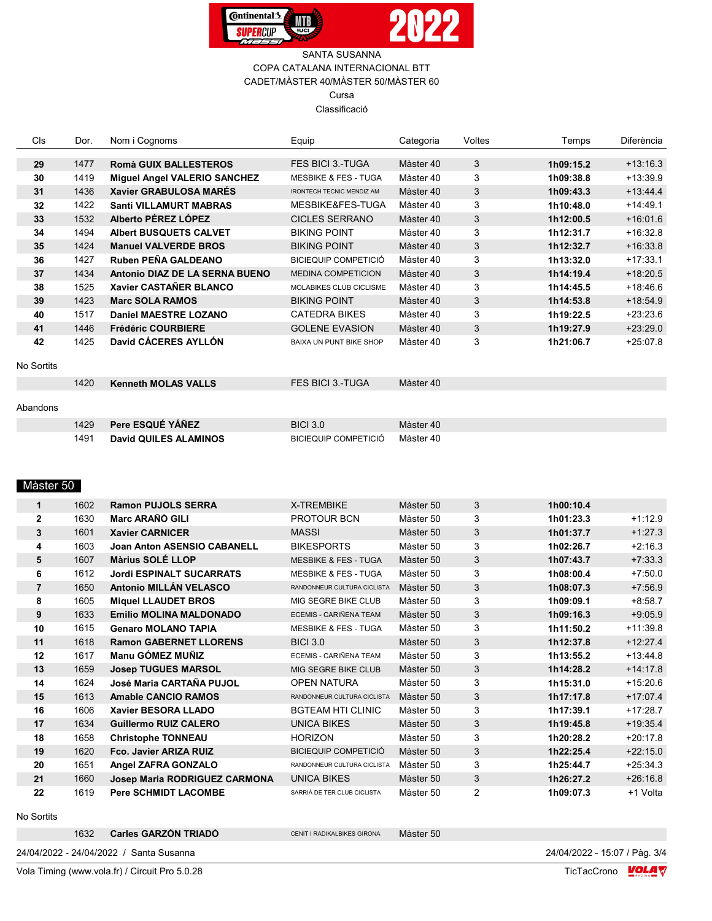SANTA SUSANNA

COPA CATALANA INTERNACIONAL BTT

CADET/MÀSTER 40/MÀSTER 50/MÀSTER 60

Cursa

Classificació

| Cls | Dor. | Nom i Cognoms | Equip | Categoria | Voltes | Temps | Diferència |
|---|---|---|---|---|---|---|---|
| **29** | 1477 | **Romà GUIX BALLESTEROS** | FES BICI 3.-TUGA | Màster 40 | 3 | **1h09:15.2** | +13:16.3 |
| **30** | 1419 | **Miguel Angel VALERIO SANCHEZ** | MESBIKE & FES - TUGA | Màster 40 | 3 | **1h09:38.8** | +13:39.9 |
| **31** | 1436 | **Xavier GRABULOSA MARÉS** | IRONTECH TECNIC MENDIZ AM | Màster 40 | 3 | **1h09:43.3** | +13:44.4 |
| **32** | 1422 | **Santi VILLAMURT MABRAS** | MESBIKE&FES-TUGA | Màster 40 | 3 | **1h10:48.0** | +14:49.1 |
| **33** | 1532 | **Alberto PÉREZ LÓPEZ** | CICLES SERRANO | Màster 40 | 3 | **1h12:00.5** | +16:01.6 |
| **34** | 1494 | **Albert BUSQUETS CALVET** | BIKING POINT | Màster 40 | 3 | **1h12:31.7** | +16:32.8 |
| **35** | 1424 | **Manuel VALVERDE BROS** | BIKING POINT | Màster 40 | 3 | **1h12:32.7** | +16:33.8 |
| **36** | 1427 | **Ruben PEÑA GALDEANO** | BICIEQUIP COMPETICIÓ | Màster 40 | 3 | **1h13:32.0** | +17:33.1 |
| **37** | 1434 | **Antonio DIAZ DE LA SERNA BUENO** | MEDINA COMPETICION | Màster 40 | 3 | **1h14:19.4** | +18:20.5 |
| **38** | 1525 | **Xavier CASTAÑER BLANCO** | MOLABIKES CLUB CICLISME | Màster 40 | 3 | **1h14:45.5** | +18:46.6 |
| **39** | 1423 | **Marc SOLA RAMOS** | BIKING POINT | Màster 40 | 3 | **1h14:53.8** | +18:54.9 |
| **40** | 1517 | **Daniel MAESTRE LOZANO** | CATEDRA BIKES | Màster 40 | 3 | **1h19:22.5** | +23:23.6 |
| **41** | 1446 | **Frédéric COURBIERE** | GOLENE EVASION | Màster 40 | 3 | **1h19:27.9** | +23:29.0 |
| **42** | 1425 | **David CÁCERES AYLLÓN** | BAIXA UN PUNT BIKE SHOP | Màster 40 | 3 | **1h21:06.7** | +25:07.8 |

No Sortits

| Cls | Dor. | Nom i Cognoms | Equip | Categoria | Voltes | Temps | Diferència |
|---|---|---|---|---|---|---|---|
| | 1420 | **Kenneth MOLAS VALLS** | FES BICI 3.-TUGA | Màster 40 | | | |

Abandons

| Cls | Dor. | Nom i Cognoms | Equip | Categoria | Voltes | Temps | Diferència |
|---|---|---|---|---|---|---|---|
| | 1429 | **Pere ESQUÉ YÁÑEZ** | BICI 3.0 | Màster 40 | | | |
| | 1491 | **David QUILES ALAMINOS** | BICIEQUIP COMPETICIÓ | Màster 40 | | | |

## Màster 50

| Cls | Dor. | Nom i Cognoms | Equip | Categoria | Voltes | Temps | Diferència |
|---|---|---|---|---|---|---|---|
| **1** | 1602 | **Ramon PUJOLS SERRA** | X-TREMBIKE | Màster 50 | 3 | **1h00:10.4** | |
| **2** | 1630 | **Marc ARAÑÓ GILI** | PROTOUR BCN | Màster 50 | 3 | **1h01:23.3** | +1:12.9 |
| **3** | 1601 | **Xavier CARNICER** | MASSI | Màster 50 | 3 | **1h01:37.7** | +1:27.3 |
| **4** | 1603 | **Joan Anton ASENSIO CABANELL** | BIKESPORTS | Màster 50 | 3 | **1h02:26.7** | +2:16.3 |
| **5** | 1607 | **Màrius SOLÉ LLOP** | MESBIKE & FES - TUGA | Màster 50 | 3 | **1h07:43.7** | +7:33.3 |
| **6** | 1612 | **Jordi ESPINALT SUCARRATS** | MESBIKE & FES - TUGA | Màster 50 | 3 | **1h08:00.4** | +7:50.0 |
| **7** | 1650 | **Antonio MILLÁN VELASCO** | RANDONNEUR CULTURA CICLISTA | Màster 50 | 3 | **1h08:07.3** | +7:56.9 |
| **8** | 1605 | **Miquel LLAUDET BROS** | MIG SEGRE BIKE CLUB | Màster 50 | 3 | **1h09:09.1** | +8:58.7 |
| **9** | 1633 | **Emilio MOLINA MALDONADO** | ECEMIS - CARIÑENA TEAM | Màster 50 | 3 | **1h09:16.3** | +9:05.9 |
| **10** | 1615 | **Genaro MOLANO TAPIA** | MESBIKE & FES - TUGA | Màster 50 | 3 | **1h11:50.2** | +11:39.8 |
| **11** | 1618 | **Ramon GABERNET LLORENS** | BICI 3.0 | Màster 50 | 3 | **1h12:37.8** | +12:27.4 |
| **12** | 1617 | **Manu GÓMEZ MUÑIZ** | ECEMIS - CARIÑENA TEAM | Màster 50 | 3 | **1h13:55.2** | +13:44.8 |
| **13** | 1659 | **Josep TUGUES MARSOL** | MIG SEGRE BIKE CLUB | Màster 50 | 3 | **1h14:28.2** | +14:17.8 |
| **14** | 1624 | **José Maria CARTAÑA PUJOL** | OPEN NATURA | Màster 50 | 3 | **1h15:31.0** | +15:20.6 |
| **15** | 1613 | **Amable CANCIO RAMOS** | RANDONNEUR CULTURA CICLISTA | Màster 50 | 3 | **1h17:17.8** | +17:07.4 |
| **16** | 1606 | **Xavier BESORA LLADO** | BGTEAM HTI CLINIC | Màster 50 | 3 | **1h17:39.1** | +17:28.7 |
| **17** | 1634 | **Guillermo RUIZ CALERO** | UNICA BIKES | Màster 50 | 3 | **1h19:45.8** | +19:35.4 |
| **18** | 1658 | **Christophe TONNEAU** | HORIZON | Màster 50 | 3 | **1h20:28.2** | +20:17.8 |
| **19** | 1620 | **Fco. Javier ARIZA RUIZ** | BICIEQUIP COMPETICIÓ | Màster 50 | 3 | **1h22:25.4** | +22:15.0 |
| **20** | 1651 | **Angel ZAFRA GONZALO** | RANDONNEUR CULTURA CICLISTA | Màster 50 | 3 | **1h25:44.7** | +25:34.3 |
| **21** | 1660 | **Josep Maria RODRIGUEZ CARMONA** | UNICA BIKES | Màster 50 | 3 | **1h26:27.2** | +26:16.8 |
| **22** | 1619 | **Pere SCHMIDT LACOMBE** | SARRIÀ DE TER CLUB CICLISTA | Màster 50 | 2 | **1h09:07.3** | +1 Volta |

No Sortits

| Cls | Dor. | Nom i Cognoms | Equip | Categoria | Voltes | Temps | Diferència |
|---|---|---|---|---|---|---|---|
| | 1632 | **Carles GARZÓN TRIADÓ** | CENIT I RADIKALBIKES GIRONA | Màster 50 | | | |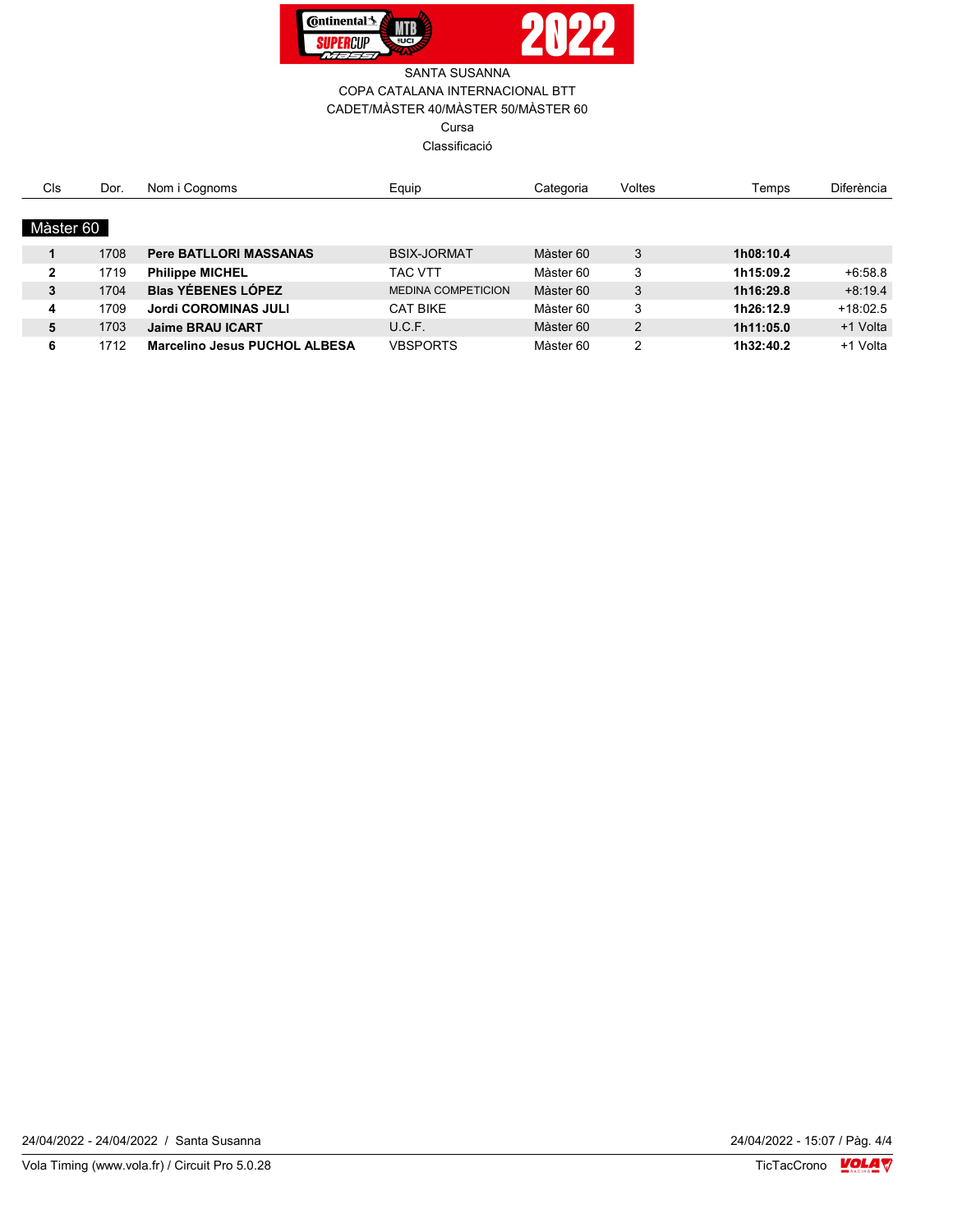SANTA SUSANNA

COPA CATALANA INTERNACIONAL BTT

CADET/MÀSTER 40/MÀSTER 50/MÀSTER 60

Cursa

Classificació

## Màster 60

| Cls | Dor. | Nom i Cognoms | Equip | Categoria | Voltes | Temps | Diferència |
|---|---|---|---|---|---|---|---|
| **1** | 1708 | **Pere BATLLORI MASSANAS** | BSIX-JORMAT | Màster 60 | 3 | **1h08:10.4** | |
| **2** | 1719 | **Philippe MICHEL** | TAC VTT | Màster 60 | 3 | **1h15:09.2** | +6:58.8 |
| **3** | 1704 | **Blas YÉBENES LÓPEZ** | MEDINA COMPETICION | Màster 60 | 3 | **1h16:29.8** | +8:19.4 |
| **4** | 1709 | **Jordi COROMINAS JULI** | CAT BIKE | Màster 60 | 3 | **1h26:12.9** | +18:02.5 |
| **5** | 1703 | **Jaime BRAU ICART** | U.C.F. | Màster 60 | 2 | **1h11:05.0** | +1 Volta |
| **6** | 1712 | **Marcelino Jesus PUCHOL ALBESA** | VBSPORTS | Màster 60 | 2 | **1h32:40.2** | +1 Volta |

24/04/2022 - 24/04/2022 / Santa Susanna

24/04/2022 - 15:07

Vola Timing (www.vola.fr) / Circuit Pro 5.0.28

TicTacCrono